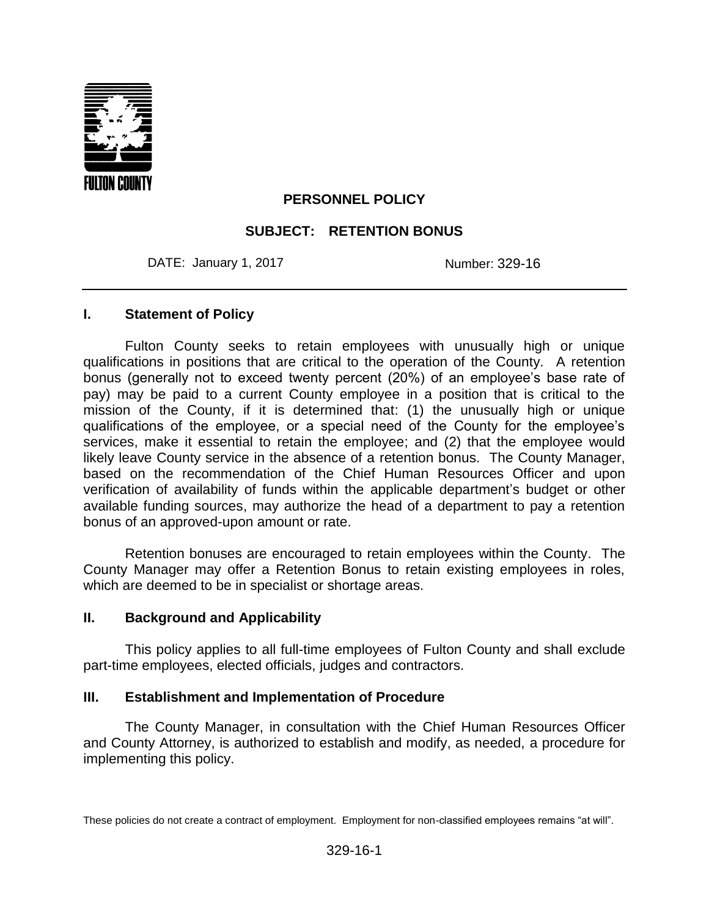FULTON COUNTY

# PERSONNEL POLICY

## SUBJECT: RETENTION BONUS

DATE: January 1, 2017 Number: 329-16

---

### I. Statement of Policy

Fulton County seeks to retain employees with unusually high or unique qualifications in positions that are critical to the operation of the County. A retention bonus (generally not to exceed twenty percent (20%) of an employee's base rate of pay) may be paid to a current County employee in a position that is critical to the mission of the County, if it is determined that: (1) the unusually high or unique qualifications of the employee, or a special need of the County for the employee's services, make it essential to retain the employee; and (2) that the employee would likely leave County service in the absence of a retention bonus. The County Manager, based on the recommendation of the Chief Human Resources Officer and upon verification of availability of funds within the applicable department's budget or other available funding sources, may authorize the head of a department to pay a retention bonus of an approved-upon amount or rate.

Retention bonuses are encouraged to retain employees within the County. The County Manager may offer a Retention Bonus to retain existing employees in roles, which are deemed to be in specialist or shortage areas.

### II. Background and Applicability

This policy applies to all full-time employees of Fulton County and shall exclude part-time employees, elected officials, judges and contractors.

### III. Establishment and Implementation of Procedure

The County Manager, in consultation with the Chief Human Resources Officer and County Attorney, is authorized to establish and modify, as needed, a procedure for implementing this policy.

These policies do not create a contract of employment. Employment for non-classified employees remains "at will".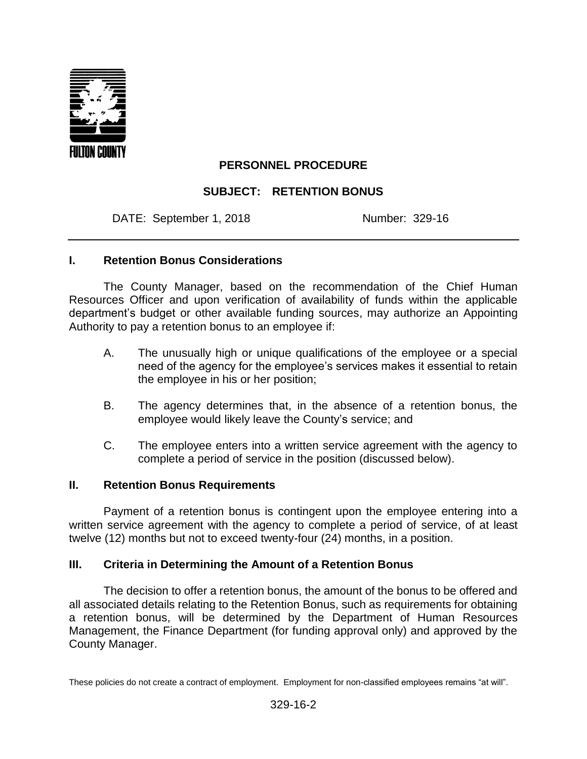FULTON COUNTY

**PERSONNEL PROCEDURE**

**SUBJECT: RETENTION BONUS**

DATE: September 1, 2018 Number: 329-16

---

## I. Retention Bonus Considerations

The County Manager, based on the recommendation of the Chief Human Resources Officer and upon verification of availability of funds within the applicable department's budget or other available funding sources, may authorize an Appointing Authority to pay a retention bonus to an employee if:

A. The unusually high or unique qualifications of the employee or a special need of the agency for the employee's services makes it essential to retain the employee in his or her position;

B. The agency determines that, in the absence of a retention bonus, the employee would likely leave the County's service; and

C. The employee enters into a written service agreement with the agency to complete a period of service in the position (discussed below).

## II. Retention Bonus Requirements

Payment of a retention bonus is contingent upon the employee entering into a written service agreement with the agency to complete a period of service, of at least twelve (12) months but not to exceed twenty-four (24) months, in a position.

## III. Criteria in Determining the Amount of a Retention Bonus

The decision to offer a retention bonus, the amount of the bonus to be offered and all associated details relating to the Retention Bonus, such as requirements for obtaining a retention bonus, will be determined by the Department of Human Resources Management, the Finance Department (for funding approval only) and approved by the County Manager.

These policies do not create a contract of employment. Employment for non-classified employees remains "at will".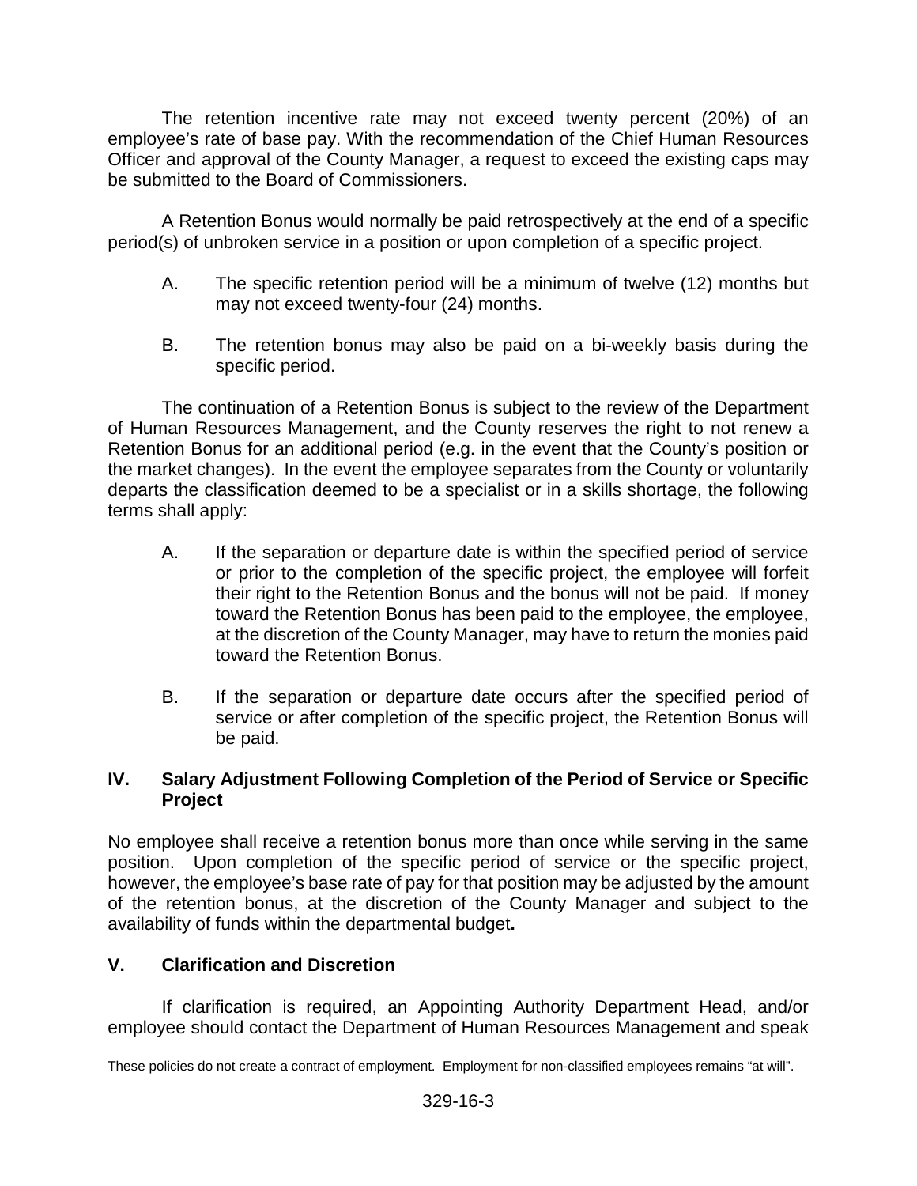The retention incentive rate may not exceed twenty percent (20%) of an employee's rate of base pay. With the recommendation of the Chief Human Resources Officer and approval of the County Manager, a request to exceed the existing caps may be submitted to the Board of Commissioners.

A Retention Bonus would normally be paid retrospectively at the end of a specific period(s) of unbroken service in a position or upon completion of a specific project.

A. The specific retention period will be a minimum of twelve (12) months but may not exceed twenty-four (24) months.

B. The retention bonus may also be paid on a bi-weekly basis during the specific period.

The continuation of a Retention Bonus is subject to the review of the Department of Human Resources Management, and the County reserves the right to not renew a Retention Bonus for an additional period (e.g. in the event that the County's position or the market changes). In the event the employee separates from the County or voluntarily departs the classification deemed to be a specialist or in a skills shortage, the following terms shall apply:

A. If the separation or departure date is within the specified period of service or prior to the completion of the specific project, the employee will forfeit their right to the Retention Bonus and the bonus will not be paid. If money toward the Retention Bonus has been paid to the employee, the employee, at the discretion of the County Manager, may have to return the monies paid toward the Retention Bonus.

B. If the separation or departure date occurs after the specified period of service or after completion of the specific project, the Retention Bonus will be paid.

## IV. Salary Adjustment Following Completion of the Period of Service or Specific Project

No employee shall receive a retention bonus more than once while serving in the same position. Upon completion of the specific period of service or the specific project, however, the employee's base rate of pay for that position may be adjusted by the amount of the retention bonus, at the discretion of the County Manager and subject to the availability of funds within the departmental budget**.**

## V. Clarification and Discretion

If clarification is required, an Appointing Authority Department Head, and/or employee should contact the Department of Human Resources Management and speak

These policies do not create a contract of employment. Employment for non-classified employees remains "at will".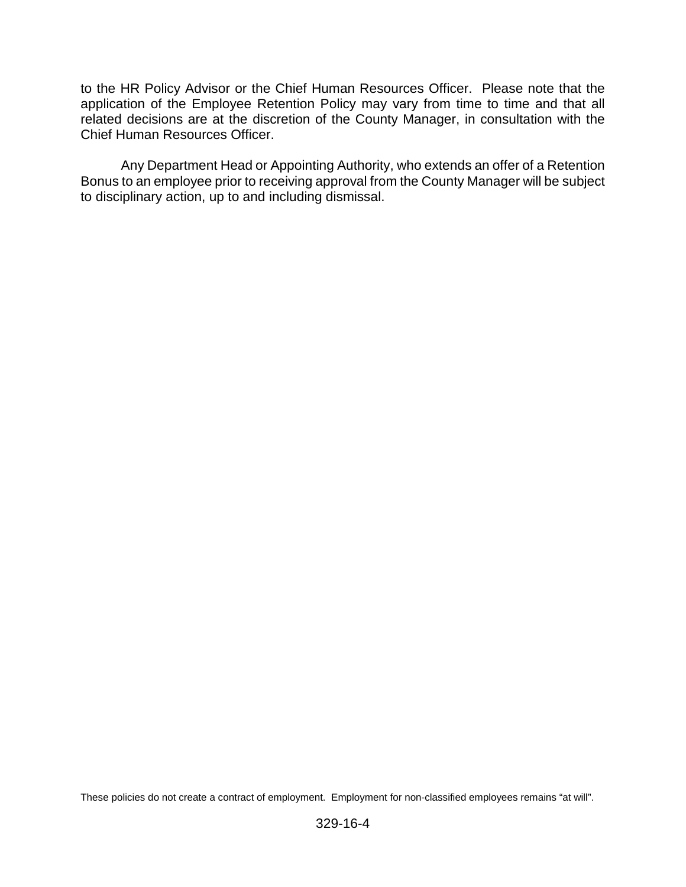to the HR Policy Advisor or the Chief Human Resources Officer. Please note that the application of the Employee Retention Policy may vary from time to time and that all related decisions are at the discretion of the County Manager, in consultation with the Chief Human Resources Officer.

Any Department Head or Appointing Authority, who extends an offer of a Retention Bonus to an employee prior to receiving approval from the County Manager will be subject to disciplinary action, up to and including dismissal.